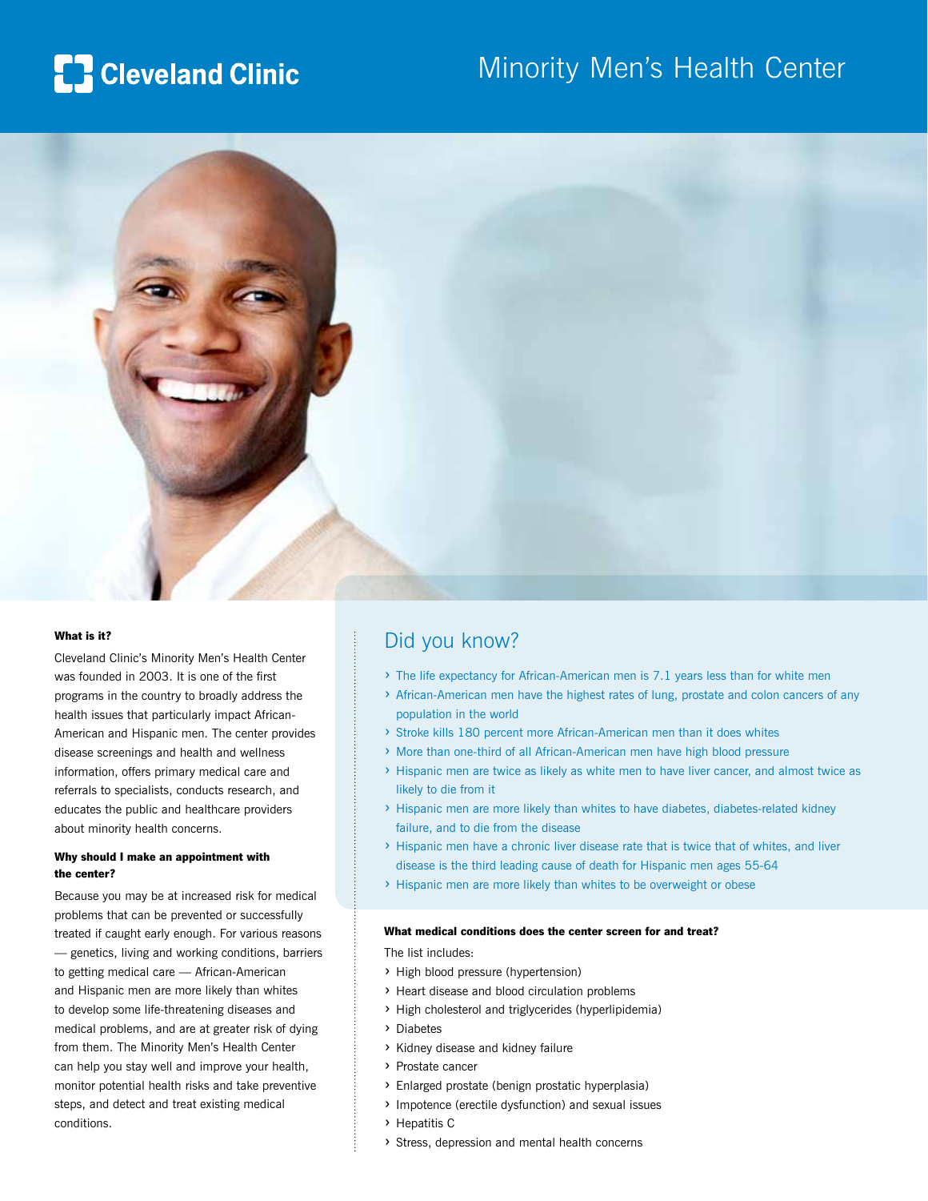# Cleveland Clinic

## Minority Men's Health Center

**What is it?**

Cleveland Clinic's Minority Men's Health Center was founded in 2003. It is one of the first programs in the country to broadly address the health issues that particularly impact African-American and Hispanic men. The center provides disease screenings and health and wellness information, offers primary medical care and referrals to specialists, conducts research, and educates the public and healthcare providers about minority health concerns.

**Why should I make an appointment with the center?**

Because you may be at increased risk for medical problems that can be prevented or successfully treated if caught early enough. For various reasons — genetics, living and working conditions, barriers to getting medical care — African-American and Hispanic men are more likely than whites to develop some life-threatening diseases and medical problems, and are at greater risk of dying from them. The Minority Men's Health Center can help you stay well and improve your health, monitor potential health risks and take preventive steps, and detect and treat existing medical conditions.

## Did you know?

- The life expectancy for African-American men is 7.1 years less than for white men
- African-American men have the highest rates of lung, prostate and colon cancers of any population in the world
- Stroke kills 180 percent more African-American men than it does whites
- More than one-third of all African-American men have high blood pressure
- Hispanic men are twice as likely as white men to have liver cancer, and almost twice as likely to die from it
- Hispanic men are more likely than whites to have diabetes, diabetes-related kidney failure, and to die from the disease
- Hispanic men have a chronic liver disease rate that is twice that of whites, and liver disease is the third leading cause of death for Hispanic men ages 55-64
- Hispanic men are more likely than whites to be overweight or obese

**What medical conditions does the center screen for and treat?**

The list includes:

- High blood pressure (hypertension)
- Heart disease and blood circulation problems
- High cholesterol and triglycerides (hyperlipidemia)
- Diabetes
- Kidney disease and kidney failure
- Prostate cancer
- Enlarged prostate (benign prostatic hyperplasia)
- Impotence (erectile dysfunction) and sexual issues
- Hepatitis C
- Stress, depression and mental health concerns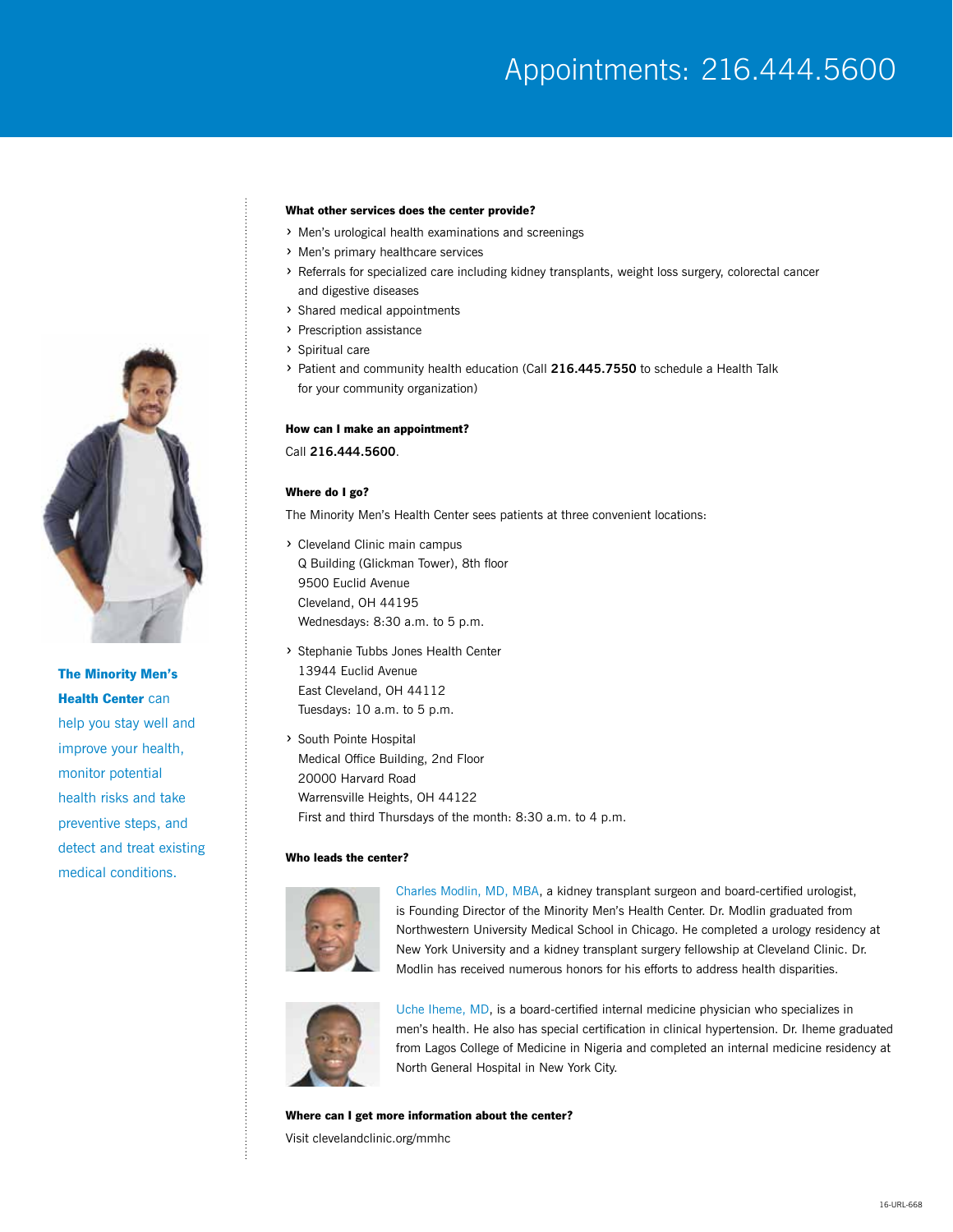Appointments: 216.444.5600

**The Minority Men's Health Center** can help you stay well and improve your health, monitor potential health risks and take preventive steps, and detect and treat existing medical conditions.

**What other services does the center provide?**

- Men's urological health examinations and screenings
- Men's primary healthcare services
- Referrals for specialized care including kidney transplants, weight loss surgery, colorectal cancer and digestive diseases
- Shared medical appointments
- Prescription assistance
- Spiritual care
- Patient and community health education (Call **216.445.7550** to schedule a Health Talk for your community organization)

**How can I make an appointment?**

Call **216.444.5600**.

**Where do I go?**

The Minority Men's Health Center sees patients at three convenient locations:

- Cleveland Clinic main campus
  Q Building (Glickman Tower), 8th floor
  9500 Euclid Avenue
  Cleveland, OH 44195
  Wednesdays: 8:30 a.m. to 5 p.m.

- Stephanie Tubbs Jones Health Center
  13944 Euclid Avenue
  East Cleveland, OH 44112
  Tuesdays: 10 a.m. to 5 p.m.

- South Pointe Hospital
  Medical Office Building, 2nd Floor
  20000 Harvard Road
  Warrensville Heights, OH 44122
  First and third Thursdays of the month: 8:30 a.m. to 4 p.m.

**Who leads the center?**

Charles Modlin, MD, MBA, a kidney transplant surgeon and board-certified urologist, is Founding Director of the Minority Men's Health Center. Dr. Modlin graduated from Northwestern University Medical School in Chicago. He completed a urology residency at New York University and a kidney transplant surgery fellowship at Cleveland Clinic. Dr. Modlin has received numerous honors for his efforts to address health disparities.

Uche Iheme, MD, is a board-certified internal medicine physician who specializes in men's health. He also has special certification in clinical hypertension. Dr. Iheme graduated from Lagos College of Medicine in Nigeria and completed an internal medicine residency at North General Hospital in New York City.

**Where can I get more information about the center?**

Visit clevelandclinic.org/mmhc

16-URL-668